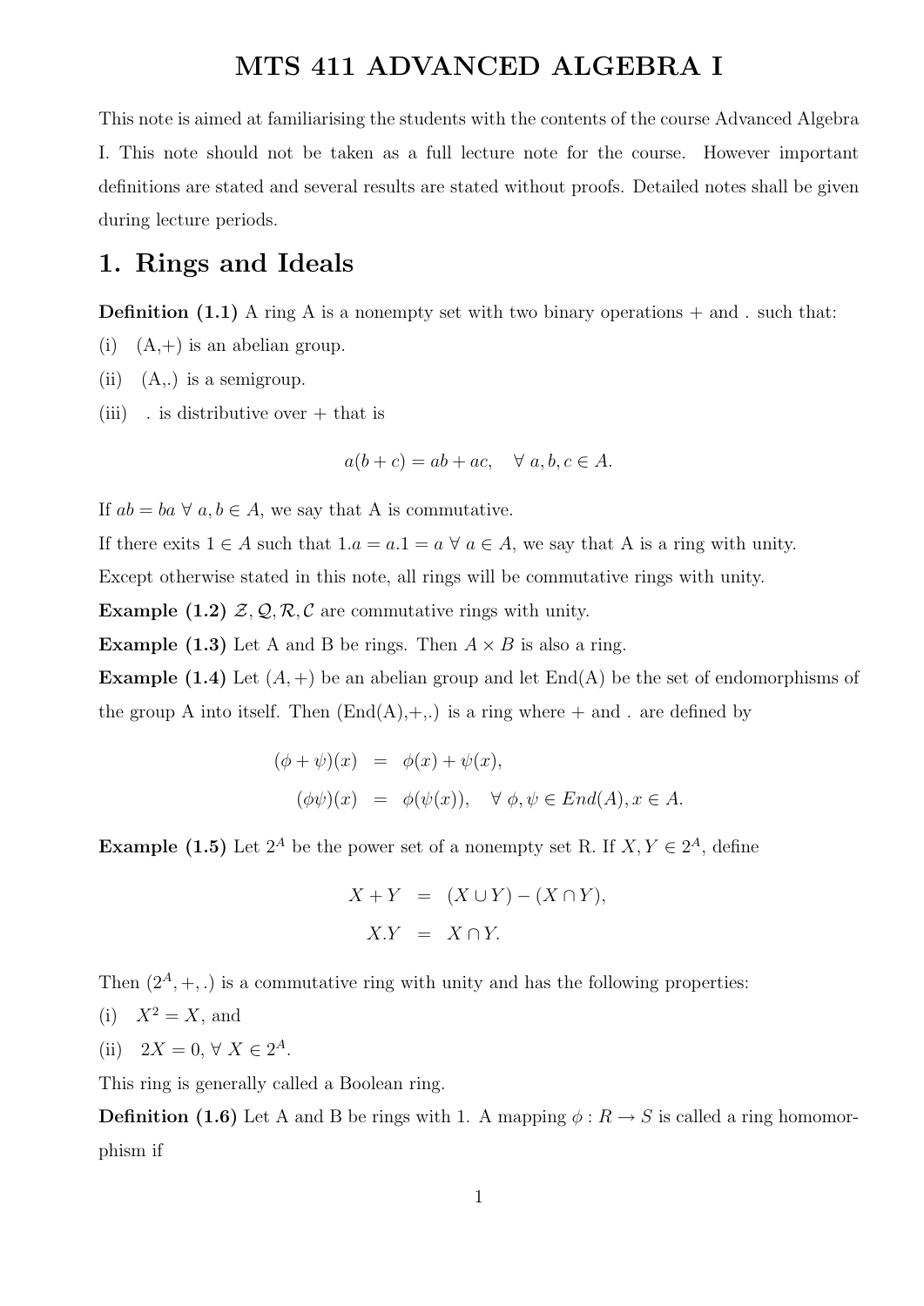# MTS 411 ADVANCED ALGEBRA I

This note is aimed at familiarising the students with the contents of the course Advanced Algebra I. This note should not be taken as a full lecture note for the course. However important definitions are stated and several results are stated without proofs. Detailed notes shall be given during lecture periods.

## 1. Rings and Ideals

**Definition (1.1)** A ring A is a nonempty set with two binary operations + and . such that:

(i) (A,+) is an abelian group.

(ii) (A,.) is a semigroup.

(iii) . is distributive over + that is

$$a(b+c) = ab + ac, \quad \forall\ a, b, c \in A.$$

If $ab = ba\ \forall\ a, b \in A$, we say that A is commutative.

If there exits $1 \in A$ such that $1.a = a.1 = a\ \forall\ a \in A$, we say that A is a ring with unity.

Except otherwise stated in this note, all rings will be commutative rings with unity.

**Example (1.2)** $\mathcal{Z}, \mathcal{Q}, \mathcal{R}, \mathcal{C}$ are commutative rings with unity.

**Example (1.3)** Let A and B be rings. Then $A \times B$ is also a ring.

**Example (1.4)** Let $(A, +)$ be an abelian group and let End(A) be the set of endomorphisms of the group A into itself. Then (End(A),+,.) is a ring where + and . are defined by

$$\begin{aligned}
(\phi + \psi)(x) &= \phi(x) + \psi(x), \\
(\phi\psi)(x) &= \phi(\psi(x)), \quad \forall\ \phi, \psi \in End(A), x \in A.
\end{aligned}$$

**Example (1.5)** Let $2^A$ be the power set of a nonempty set R. If $X, Y \in 2^A$, define

$$\begin{aligned}
X + Y &= (X \cup Y) - (X \cap Y), \\
X.Y &= X \cap Y.
\end{aligned}$$

Then $(2^A, +, .)$ is a commutative ring with unity and has the following properties:

(i) $X^2 = X$, and

(ii) $2X = 0, \forall\ X \in 2^A$.

This ring is generally called a Boolean ring.

**Definition (1.6)** Let A and B be rings with 1. A mapping $\phi : R \rightarrow S$ is called a ring homomorphism if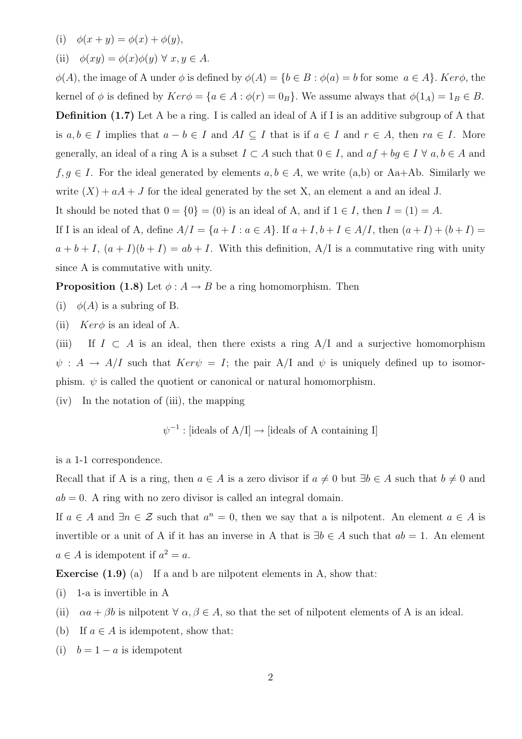(i) $\phi(x+y) = \phi(x) + \phi(y)$,

(ii) $\phi(xy) = \phi(x)\phi(y)\ \forall\ x, y \in A$.

$\phi(A)$, the image of A under $\phi$ is defined by $\phi(A) = \{b \in B : \phi(a) = b \text{ for some } a \in A\}$. $Ker\phi$, the kernel of $\phi$ is defined by $Ker\phi = \{a \in A : \phi(r) = 0_B\}$. We assume always that $\phi(1_A) = 1_B \in B$.

**Definition (1.7)** Let A be a ring. I is called an ideal of A if I is an additive subgroup of A that is $a, b \in I$ implies that $a - b \in I$ and $AI \subseteq I$ that is if $a \in I$ and $r \in A$, then $ra \in I$. More generally, an ideal of a ring A is a subset $I \subset A$ such that $0 \in I$, and $af + bg \in I\ \forall\ a, b \in A$ and $f, g \in I$. For the ideal generated by elements $a, b \in A$, we write (a,b) or Aa+Ab. Similarly we write $(X) + aA + J$ for the ideal generated by the set X, an element a and an ideal J.

It should be noted that $0 = \{0\} = (0)$ is an ideal of A, and if $1 \in I$, then $I = (1) = A$.

If I is an ideal of A, define $A/I = \{a + I : a \in A\}$. If $a + I, b + I \in A/I$, then $(a+I) + (b+I) = a + b + I$, $(a+I)(b+I) = ab + I$. With this definition, A/I is a commutative ring with unity since A is commutative with unity.

**Proposition (1.8)** Let $\phi : A \to B$ be a ring homomorphism. Then

(i) $\phi(A)$ is a subring of B.

(ii) $Ker\phi$ is an ideal of A.

(iii) If $I \subset A$ is an ideal, then there exists a ring A/I and a surjective homomorphism $\psi : A \to A/I$ such that $Ker\psi = I$; the pair A/I and $\psi$ is uniquely defined up to isomorphism. $\psi$ is called the quotient or canonical or natural homomorphism.

(iv) In the notation of (iii), the mapping

$$\psi^{-1} : [\text{ideals of A/I}] \to [\text{ideals of A containing I}]$$

is a 1-1 correspondence.

Recall that if A is a ring, then $a \in A$ is a zero divisor if $a \neq 0$ but $\exists b \in A$ such that $b \neq 0$ and $ab = 0$. A ring with no zero divisor is called an integral domain.

If $a \in A$ and $\exists n \in \mathcal{Z}$ such that $a^n = 0$, then we say that a is nilpotent. An element $a \in A$ is invertible or a unit of A if it has an inverse in A that is $\exists b \in A$ such that $ab = 1$. An element $a \in A$ is idempotent if $a^2 = a$.

**Exercise (1.9)** (a) If a and b are nilpotent elements in A, show that:

(i) 1-a is invertible in A

(ii) $\alpha a + \beta b$ is nilpotent $\forall\ \alpha, \beta \in A$, so that the set of nilpotent elements of A is an ideal.

(b) If $a \in A$ is idempotent, show that:

(i) $b = 1 - a$ is idempotent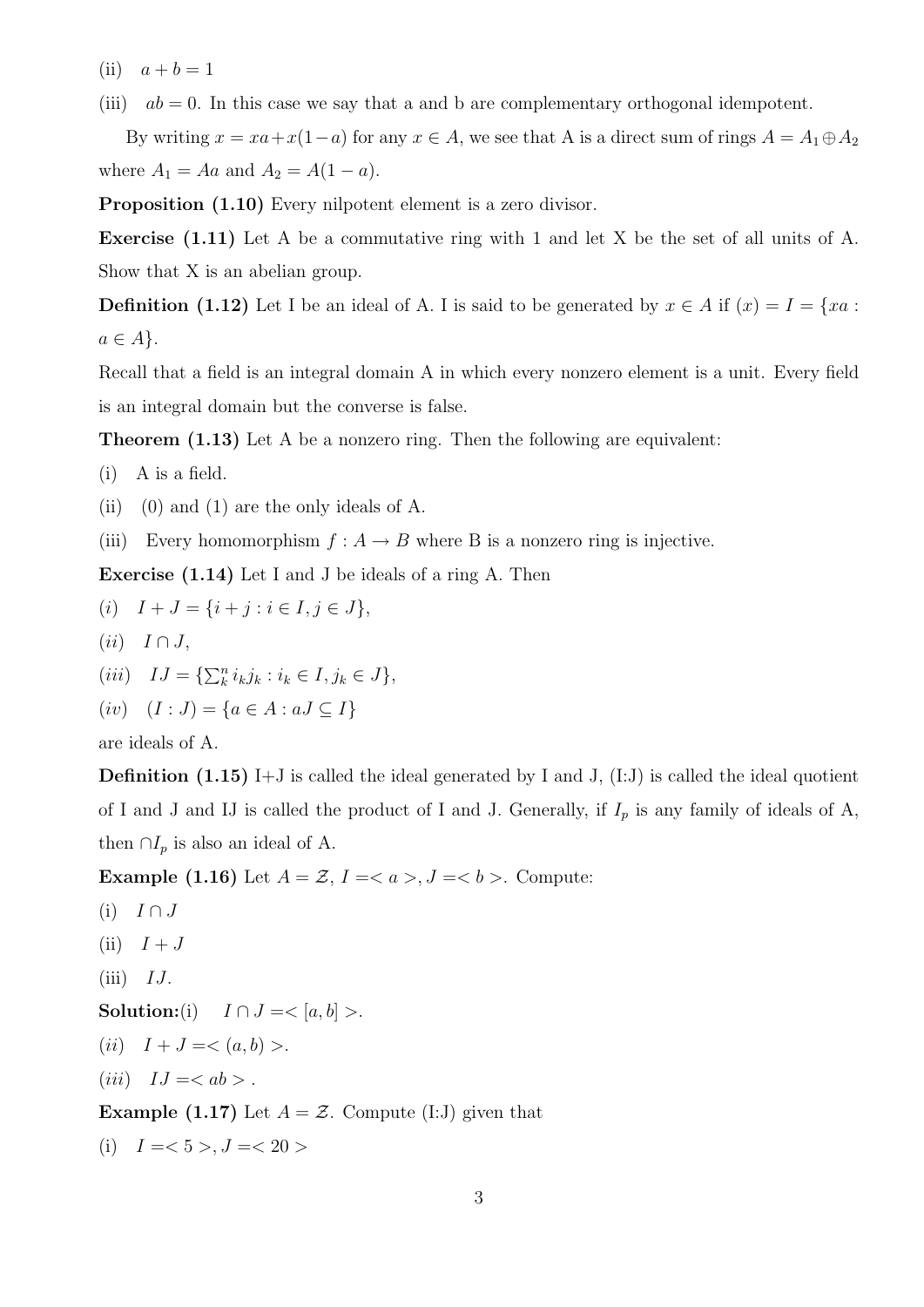(ii) $a + b = 1$

(iii) $ab = 0$. In this case we say that a and b are complementary orthogonal idempotent.

By writing $x = xa + x(1-a)$ for any $x \in A$, we see that A is a direct sum of rings $A = A_1 \oplus A_2$ where $A_1 = Aa$ and $A_2 = A(1-a)$.

**Proposition (1.10)** Every nilpotent element is a zero divisor.

**Exercise (1.11)** Let A be a commutative ring with 1 and let X be the set of all units of A. Show that X is an abelian group.

**Definition (1.12)** Let I be an ideal of A. I is said to be generated by $x \in A$ if $(x) = I = \{xa : a \in A\}$.

Recall that a field is an integral domain A in which every nonzero element is a unit. Every field is an integral domain but the converse is false.

**Theorem (1.13)** Let A be a nonzero ring. Then the following are equivalent:

(i) A is a field.

(ii) (0) and (1) are the only ideals of A.

(iii) Every homomorphism $f : A \to B$ where B is a nonzero ring is injective.

**Exercise (1.14)** Let I and J be ideals of a ring A. Then

*(i)* $I + J = \{i + j : i \in I, j \in J\}$,

*(ii)* $I \cap J$,

*(iii)* $IJ = \{\sum_k^n i_k j_k : i_k \in I, j_k \in J\}$,

*(iv)* $(I : J) = \{a \in A : aJ \subseteq I\}$

are ideals of A.

**Definition (1.15)** I+J is called the ideal generated by I and J, (I:J) is called the ideal quotient of I and J and IJ is called the product of I and J. Generally, if $I_p$ is any family of ideals of A, then $\cap I_p$ is also an ideal of A.

**Example (1.16)** Let $A = \mathcal{Z}$, $I =< a >, J =< b >$. Compute:

(i) $I \cap J$

(ii) $I + J$

(iii) $IJ$.

**Solution:**(i) $I \cap J =< [a, b] >$.

*(ii)* $I + J =< (a, b) >$.

*(iii)* $IJ =< ab >$.

**Example (1.17)** Let $A = \mathcal{Z}$. Compute (I:J) given that

(i) $I =< 5 >, J =< 20 >$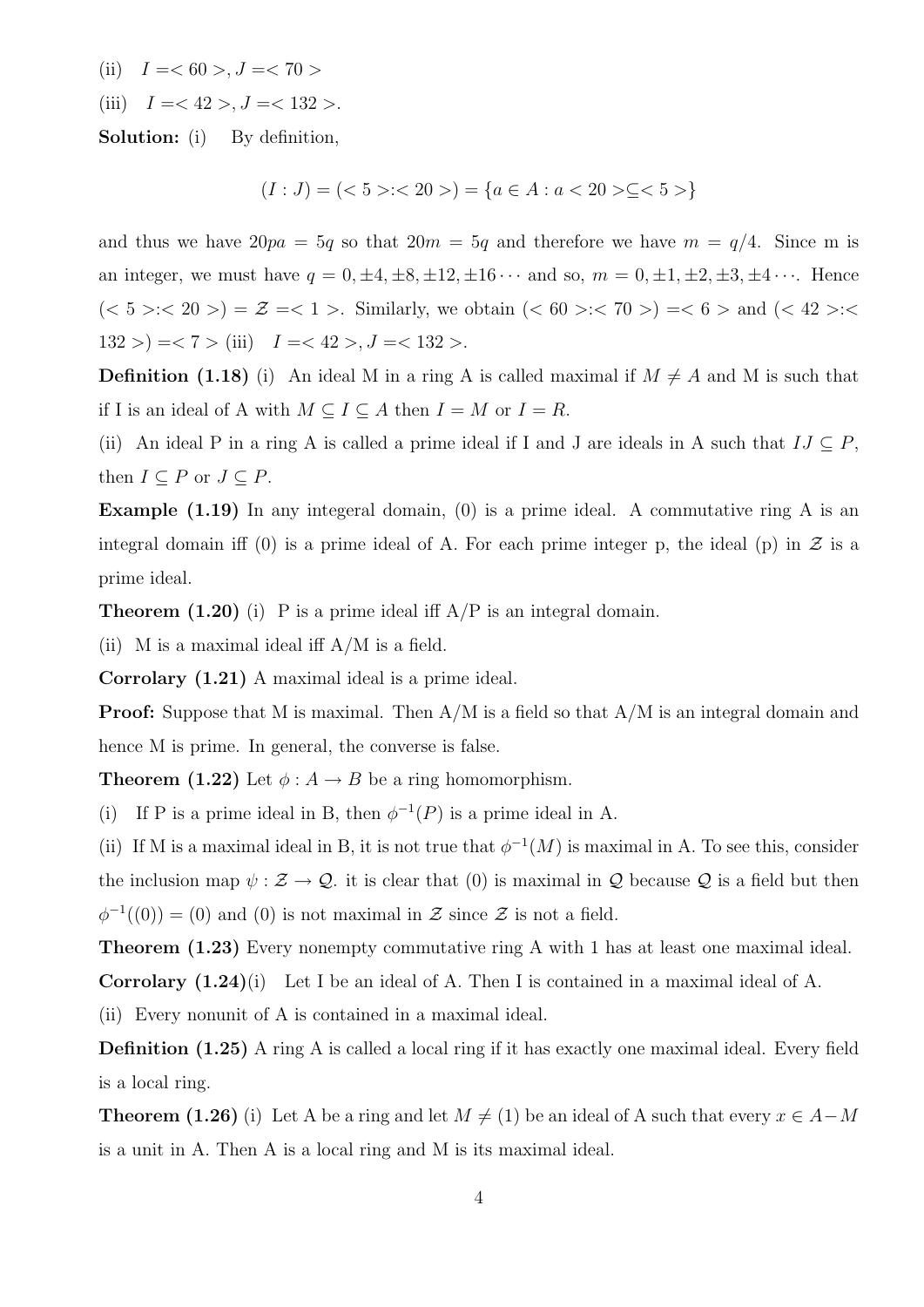(ii) $I =< 60 >, J =< 70 >$

(iii) $I =< 42 >, J =< 132 >$.

**Solution:** (i) By definition,

$$(I : J) = (< 5 >:< 20 >) = \{a \in A : a < 20 > \subseteq < 5 >\}$$

and thus we have $20pa = 5q$ so that $20m = 5q$ and therefore we have $m = q/4$. Since m is an integer, we must have $q = 0, \pm 4, \pm 8, \pm 12, \pm 16 \cdots$ and so, $m = 0, \pm 1, \pm 2, \pm 3, \pm 4 \cdots$. Hence $(< 5 >:< 20 >) = \mathcal{Z} =< 1 >$. Similarly, we obtain $(< 60 >:< 70 >) =< 6 >$ and $(< 42 >:< 132 >) =< 7 >$ (iii) $I =< 42 >, J =< 132 >$.

**Definition (1.18)** (i) An ideal M in a ring A is called maximal if $M \neq A$ and M is such that if I is an ideal of A with $M \subseteq I \subseteq A$ then $I = M$ or $I = R$.

(ii) An ideal P in a ring A is called a prime ideal if I and J are ideals in A such that $IJ \subseteq P$, then $I \subseteq P$ or $J \subseteq P$.

**Example (1.19)** In any integeral domain, (0) is a prime ideal. A commutative ring A is an integral domain iff (0) is a prime ideal of A. For each prime integer p, the ideal (p) in $\mathcal{Z}$ is a prime ideal.

**Theorem (1.20)** (i) P is a prime ideal iff A/P is an integral domain.

(ii) M is a maximal ideal iff A/M is a field.

**Corrolary (1.21)** A maximal ideal is a prime ideal.

**Proof:** Suppose that M is maximal. Then A/M is a field so that A/M is an integral domain and hence M is prime. In general, the converse is false.

**Theorem (1.22)** Let $\phi : A \rightarrow B$ be a ring homomorphism.

(i) If P is a prime ideal in B, then $\phi^{-1}(P)$ is a prime ideal in A.

(ii) If M is a maximal ideal in B, it is not true that $\phi^{-1}(M)$ is maximal in A. To see this, consider the inclusion map $\psi : \mathcal{Z} \rightarrow \mathcal{Q}$. it is clear that (0) is maximal in $\mathcal{Q}$ because $\mathcal{Q}$ is a field but then $\phi^{-1}((0)) = (0)$ and (0) is not maximal in $\mathcal{Z}$ since $\mathcal{Z}$ is not a field.

**Theorem (1.23)** Every nonempty commutative ring A with 1 has at least one maximal ideal.

**Corrolary (1.24)**(i) Let I be an ideal of A. Then I is contained in a maximal ideal of A.

(ii) Every nonunit of A is contained in a maximal ideal.

**Definition (1.25)** A ring A is called a local ring if it has exactly one maximal ideal. Every field is a local ring.

**Theorem (1.26)** (i) Let A be a ring and let $M \neq (1)$ be an ideal of A such that every $x \in A - M$ is a unit in A. Then A is a local ring and M is its maximal ideal.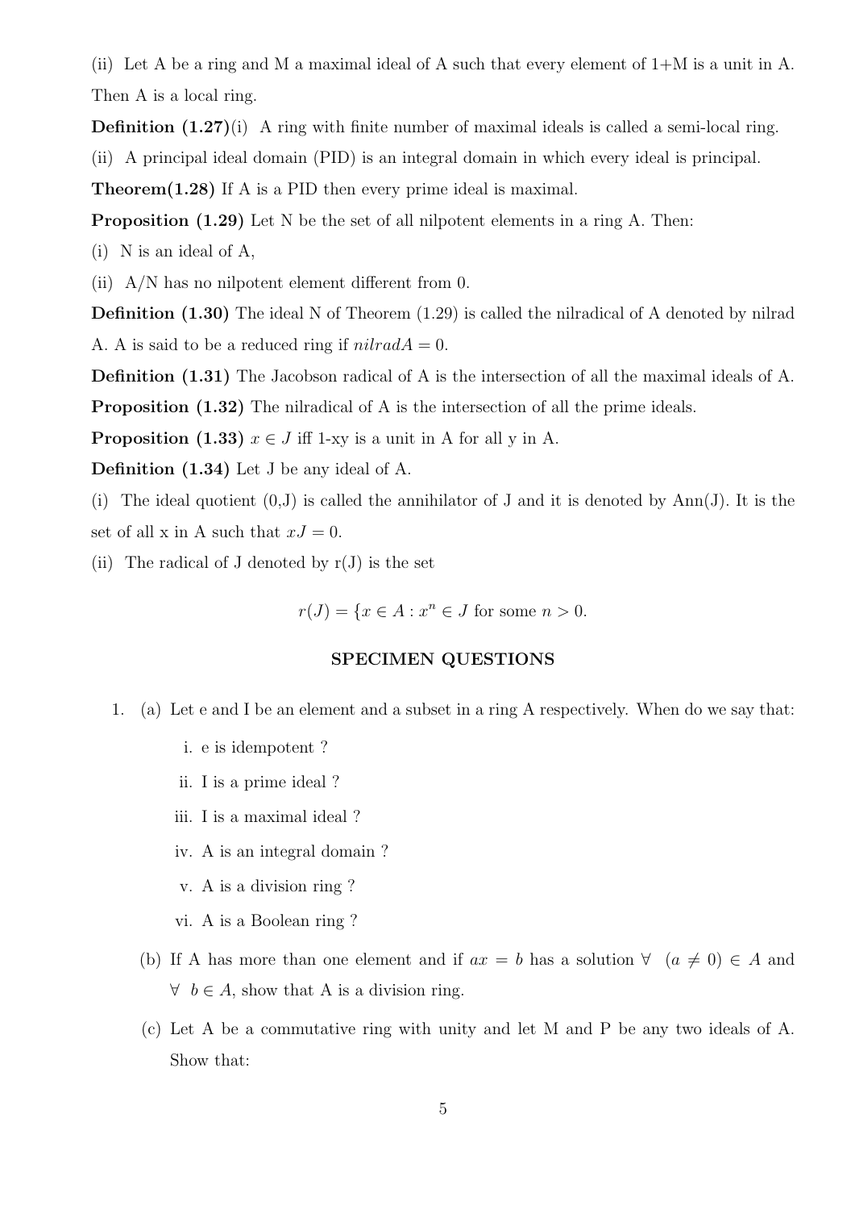(ii) Let A be a ring and M a maximal ideal of A such that every element of 1+M is a unit in A. Then A is a local ring.

**Definition (1.27)**(i) A ring with finite number of maximal ideals is called a semi-local ring.

(ii) A principal ideal domain (PID) is an integral domain in which every ideal is principal.

**Theorem(1.28)** If A is a PID then every prime ideal is maximal.

**Proposition (1.29)** Let N be the set of all nilpotent elements in a ring A. Then:

(i) N is an ideal of A,

(ii) A/N has no nilpotent element different from 0.

**Definition (1.30)** The ideal N of Theorem (1.29) is called the nilradical of A denoted by nilrad A. A is said to be a reduced ring if $nilradA = 0$.

**Definition (1.31)** The Jacobson radical of A is the intersection of all the maximal ideals of A.

**Proposition (1.32)** The nilradical of A is the intersection of all the prime ideals.

**Proposition (1.33)** $x \in J$ iff 1-xy is a unit in A for all y in A.

**Definition (1.34)** Let J be any ideal of A.

(i) The ideal quotient (0,J) is called the annihilator of J and it is denoted by Ann(J). It is the set of all x in A such that $xJ = 0$.

(ii) The radical of J denoted by r(J) is the set

$$r(J) = \{x \in A : x^n \in J \text{ for some } n > 0.$$

## SPECIMEN QUESTIONS

1. (a) Let e and I be an element and a subset in a ring A respectively. When do we say that:
   i. e is idempotent ?
   ii. I is a prime ideal ?
   iii. I is a maximal ideal ?
   iv. A is an integral domain ?
   v. A is a division ring ?
   vi. A is a Boolean ring ?

   (b) If A has more than one element and if $ax = b$ has a solution $\forall \ \ (a \neq 0) \in A$ and $\forall \ \ b \in A$, show that A is a division ring.

   (c) Let A be a commutative ring with unity and let M and P be any two ideals of A. Show that: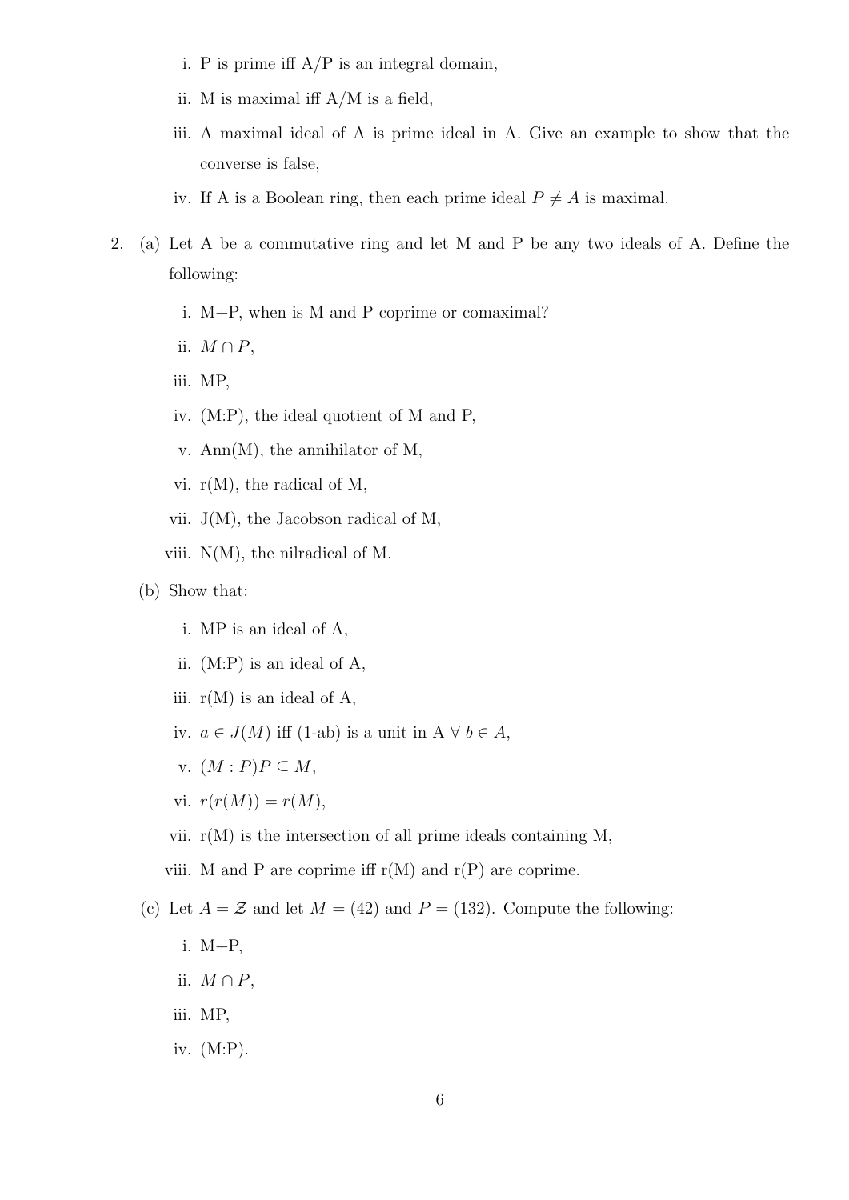i. P is prime iff A/P is an integral domain,

ii. M is maximal iff A/M is a field,

iii. A maximal ideal of A is prime ideal in A. Give an example to show that the converse is false,

iv. If A is a Boolean ring, then each prime ideal $P \neq A$ is maximal.

2. (a) Let A be a commutative ring and let M and P be any two ideals of A. Define the following:

   i. M+P, when is M and P coprime or comaximal?

   ii. $M \cap P$,

   iii. MP,

   iv. (M:P), the ideal quotient of M and P,

   v. Ann(M), the annihilator of M,

   vi. r(M), the radical of M,

   vii. J(M), the Jacobson radical of M,

   viii. N(M), the nilradical of M.

   (b) Show that:

   i. MP is an ideal of A,

   ii. (M:P) is an ideal of A,

   iii. r(M) is an ideal of A,

   iv. $a \in J(M)$ iff (1-ab) is a unit in A $\forall\ b \in A$,

   v. $(M : P)P \subseteq M$,

   vi. $r(r(M)) = r(M)$,

   vii. r(M) is the intersection of all prime ideals containing M,

   viii. M and P are coprime iff r(M) and r(P) are coprime.

   (c) Let $A = \mathcal{Z}$ and let $M = (42)$ and $P = (132)$. Compute the following:

   i. M+P,

   ii. $M \cap P$,

   iii. MP,

   iv. (M:P).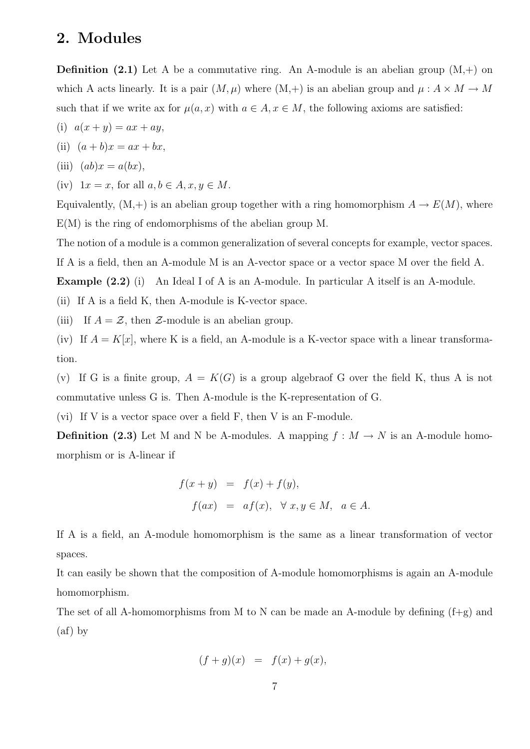## 2. Modules

**Definition (2.1)** Let A be a commutative ring. An A-module is an abelian group (M,+) on which A acts linearly. It is a pair $(M, \mu)$ where (M,+) is an abelian group and $\mu : A \times M \to M$ such that if we write ax for $\mu(a, x)$ with $a \in A, x \in M$, the following axioms are satisfied:

(i) $a(x + y) = ax + ay$,

(ii) $(a + b)x = ax + bx$,

(iii) $(ab)x = a(bx)$,

(iv) $1x = x$, for all $a, b \in A, x, y \in M$.

Equivalently, (M,+) is an abelian group together with a ring homomorphism $A \to E(M)$, where E(M) is the ring of endomorphisms of the abelian group M.

The notion of a module is a common generalization of several concepts for example, vector spaces. If A is a field, then an A-module M is an A-vector space or a vector space M over the field A.

**Example (2.2)** (i) An Ideal I of A is an A-module. In particular A itself is an A-module.

(ii) If A is a field K, then A-module is K-vector space.

(iii) If $A = \mathcal{Z}$, then $\mathcal{Z}$-module is an abelian group.

(iv) If $A = K[x]$, where K is a field, an A-module is a K-vector space with a linear transformation.

(v) If G is a finite group, $A = K(G)$ is a group algebraof G over the field K, thus A is not commutative unless G is. Then A-module is the K-representation of G.

(vi) If V is a vector space over a field F, then V is an F-module.

**Definition (2.3)** Let M and N be A-modules. A mapping $f : M \to N$ is an A-module homomorphism or is A-linear if

$$\begin{aligned} f(x + y) &= f(x) + f(y), \\ f(ax) &= af(x), \quad \forall\ x, y \in M, \quad a \in A. \end{aligned}$$

If A is a field, an A-module homomorphism is the same as a linear transformation of vector spaces.

It can easily be shown that the composition of A-module homomorphisms is again an A-module homomorphism.

The set of all A-homomorphisms from M to N can be made an A-module by defining (f+g) and (af) by

$$(f + g)(x) = f(x) + g(x),$$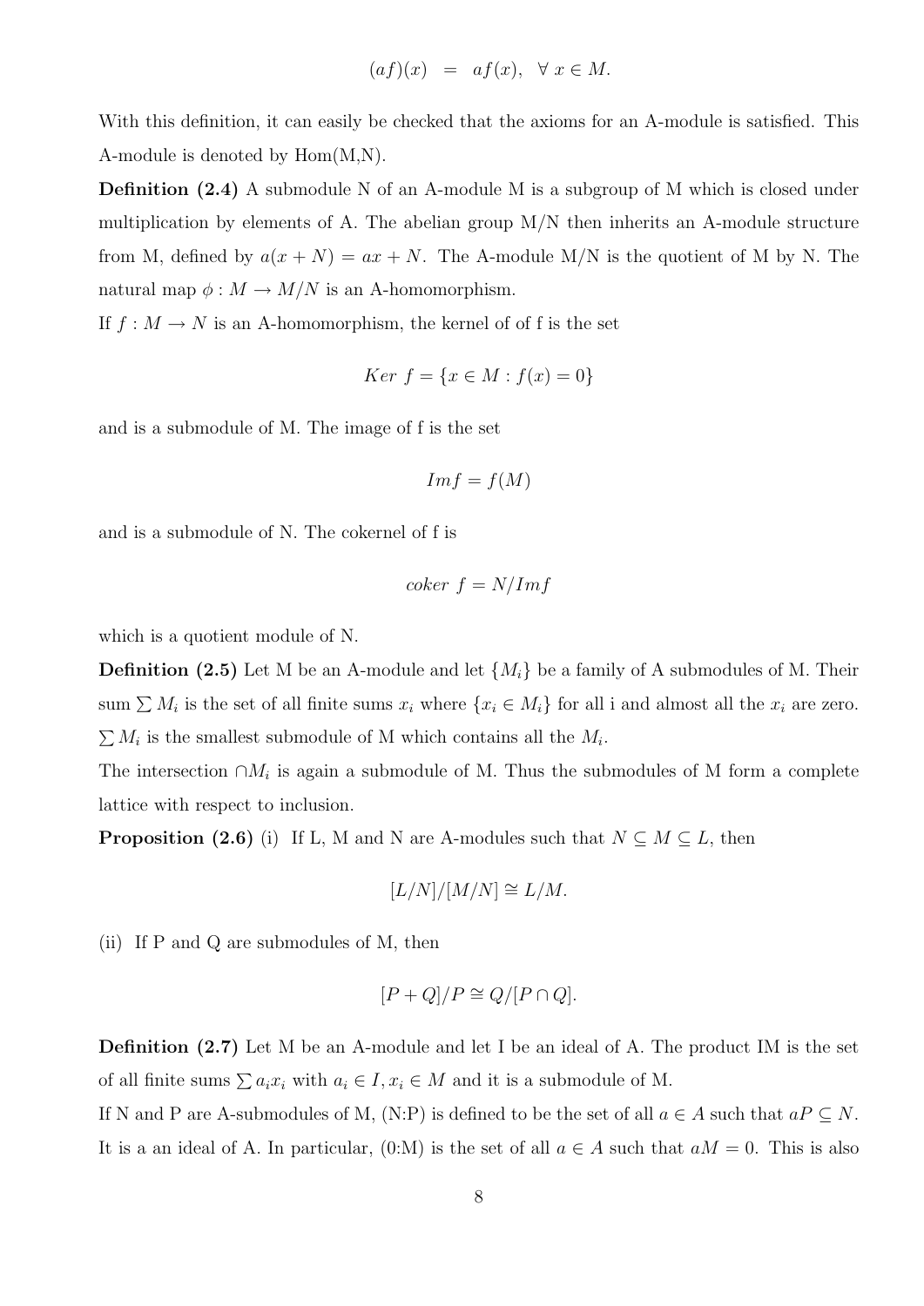$$(af)(x) \;=\; af(x), \;\; \forall\; x \in M.$$

With this definition, it can easily be checked that the axioms for an A-module is satisfied. This A-module is denoted by Hom(M,N).

**Definition (2.4)** A submodule N of an A-module M is a subgroup of M which is closed under multiplication by elements of A. The abelian group M/N then inherits an A-module structure from M, defined by $a(x + N) = ax + N$. The A-module M/N is the quotient of M by N. The natural map $\phi : M \to M/N$ is an A-homomorphism.

If $f : M \to N$ is an A-homomorphism, the kernel of of f is the set

$$Ker\ f = \{x \in M : f(x) = 0\}$$

and is a submodule of M. The image of f is the set

$$Imf = f(M)$$

and is a submodule of N. The cokernel of f is

$$coker\ f = N/Imf$$

which is a quotient module of N.

**Definition (2.5)** Let M be an A-module and let $\{M_i\}$ be a family of A submodules of M. Their sum $\sum M_i$ is the set of all finite sums $x_i$ where $\{x_i \in M_i\}$ for all i and almost all the $x_i$ are zero. $\sum M_i$ is the smallest submodule of M which contains all the $M_i$.

The intersection $\cap M_i$ is again a submodule of M. Thus the submodules of M form a complete lattice with respect to inclusion.

**Proposition (2.6)** (i) If L, M and N are A-modules such that $N \subseteq M \subseteq L$, then

$$[L/N]/[M/N] \cong L/M.$$

(ii) If P and Q are submodules of M, then

$$[P + Q]/P \cong Q/[P \cap Q].$$

**Definition (2.7)** Let M be an A-module and let I be an ideal of A. The product IM is the set of all finite sums $\sum a_i x_i$ with $a_i \in I, x_i \in M$ and it is a submodule of M.

If N and P are A-submodules of M, (N:P) is defined to be the set of all $a \in A$ such that $aP \subseteq N$. It is a an ideal of A. In particular, (0:M) is the set of all $a \in A$ such that $aM = 0$. This is also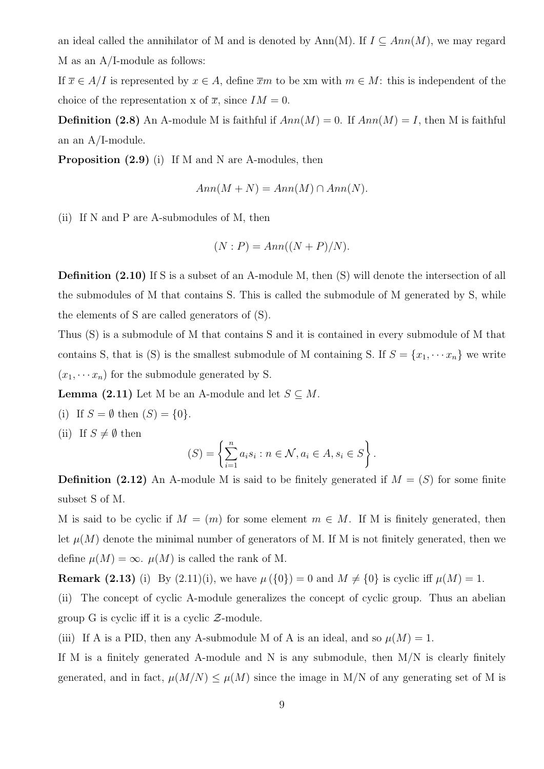an ideal called the annihilator of M and is denoted by Ann(M). If $I \subseteq Ann(M)$, we may regard M as an A/I-module as follows:

If $\overline{x} \in A/I$ is represented by $x \in A$, define $\overline{x}m$ to be xm with $m \in M$: this is independent of the choice of the representation x of $\overline{x}$, since $IM = 0$.

**Definition (2.8)** An A-module M is faithful if $Ann(M) = 0$. If $Ann(M) = I$, then M is faithful an an A/I-module.

**Proposition (2.9)** (i) If M and N are A-modules, then

$$Ann(M + N) = Ann(M) \cap Ann(N).$$

(ii) If N and P are A-submodules of M, then

$$(N : P) = Ann((N + P)/N).$$

**Definition (2.10)** If S is a subset of an A-module M, then (S) will denote the intersection of all the submodules of M that contains S. This is called the submodule of M generated by S, while the elements of S are called generators of (S).

Thus (S) is a submodule of M that contains S and it is contained in every submodule of M that contains S, that is (S) is the smallest submodule of M containing S. If $S = \{x_1, \cdots x_n\}$ we write $(x_1, \cdots x_n)$ for the submodule generated by S.

**Lemma (2.11)** Let M be an A-module and let $S \subseteq M$.

(i) If $S = \emptyset$ then $(S) = \{0\}$.

(ii) If $S \neq \emptyset$ then

$$(S) = \left\{ \sum_{i=1}^{n} a_i s_i : n \in \mathcal{N}, a_i \in A, s_i \in S \right\}.$$

**Definition (2.12)** An A-module M is said to be finitely generated if $M = (S)$ for some finite subset S of M.

M is said to be cyclic if $M = (m)$ for some element $m \in M$. If M is finitely generated, then let $\mu(M)$ denote the minimal number of generators of M. If M is not finitely generated, then we define $\mu(M) = \infty$. $\mu(M)$ is called the rank of M.

**Remark (2.13)** (i) By (2.11)(i), we have $\mu(\{0\}) = 0$ and $M \neq \{0\}$ is cyclic iff $\mu(M) = 1$.

(ii) The concept of cyclic A-module generalizes the concept of cyclic group. Thus an abelian group G is cyclic iff it is a cyclic $\mathcal{Z}$-module.

(iii) If A is a PID, then any A-submodule M of A is an ideal, and so $\mu(M) = 1$.

If M is a finitely generated A-module and N is any submodule, then M/N is clearly finitely generated, and in fact, $\mu(M/N) \leq \mu(M)$ since the image in M/N of any generating set of M is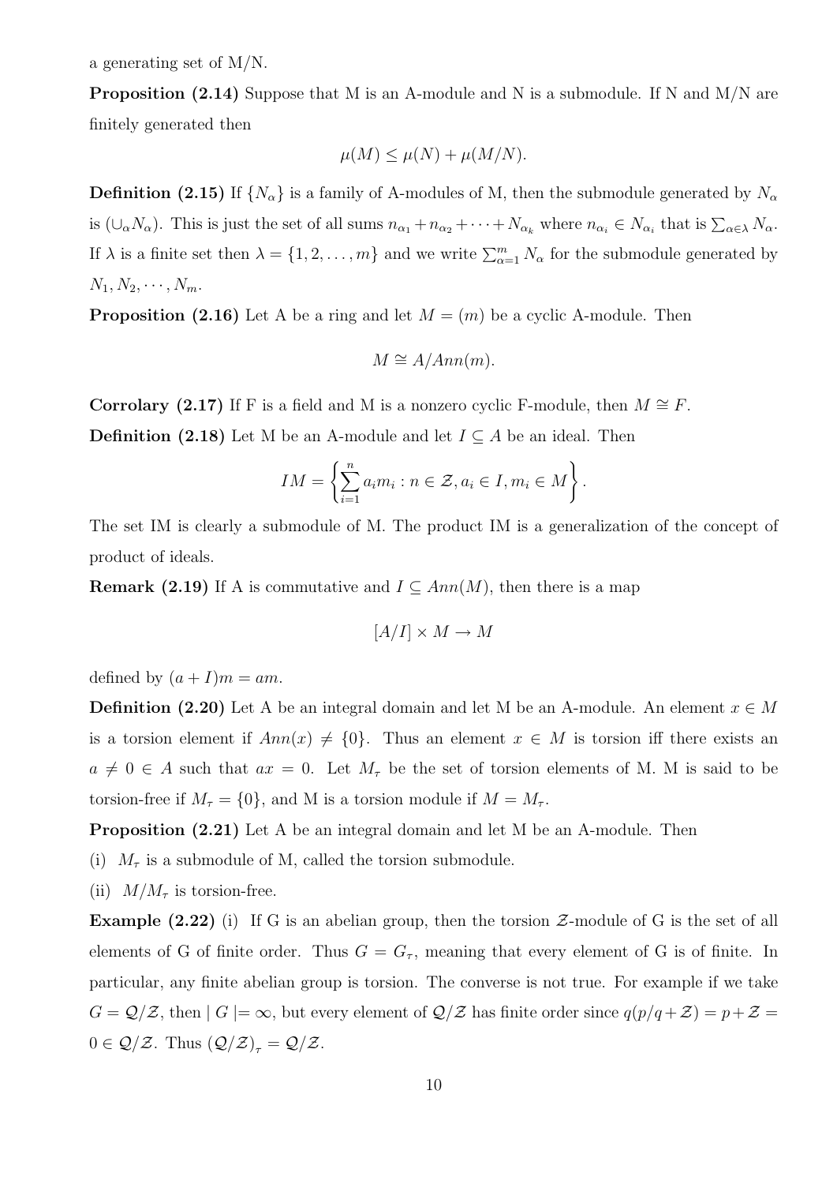a generating set of M/N.

**Proposition (2.14)** Suppose that M is an A-module and N is a submodule. If N and M/N are finitely generated then

$$\mu(M) \leq \mu(N) + \mu(M/N).$$

**Definition (2.15)** If $\{N_\alpha\}$ is a family of A-modules of M, then the submodule generated by $N_\alpha$ is $(\cup_\alpha N_\alpha)$. This is just the set of all sums $n_{\alpha_1} + n_{\alpha_2} + \cdots + N_{\alpha_k}$ where $n_{\alpha_i} \in N_{\alpha_i}$ that is $\sum_{\alpha \in \lambda} N_\alpha$. If $\lambda$ is a finite set then $\lambda = \{1, 2, \ldots, m\}$ and we write $\sum_{\alpha=1}^{m} N_\alpha$ for the submodule generated by $N_1, N_2, \cdots, N_m$.

**Proposition (2.16)** Let A be a ring and let $M = (m)$ be a cyclic A-module. Then

$$M \cong A/Ann(m).$$

**Corrolary (2.17)** If F is a field and M is a nonzero cyclic F-module, then $M \cong F$.

**Definition (2.18)** Let M be an A-module and let $I \subseteq A$ be an ideal. Then

$$IM = \left\{ \sum_{i=1}^{n} a_i m_i : n \in \mathcal{Z}, a_i \in I, m_i \in M \right\}.$$

The set IM is clearly a submodule of M. The product IM is a generalization of the concept of product of ideals.

**Remark (2.19)** If A is commutative and $I \subseteq Ann(M)$, then there is a map

$$[A/I] \times M \to M$$

defined by $(a + I)m = am$.

**Definition (2.20)** Let A be an integral domain and let M be an A-module. An element $x \in M$ is a torsion element if $Ann(x) \neq \{0\}$. Thus an element $x \in M$ is torsion iff there exists an $a \neq 0 \in A$ such that $ax = 0$. Let $M_\tau$ be the set of torsion elements of M. M is said to be torsion-free if $M_\tau = \{0\}$, and M is a torsion module if $M = M_\tau$.

**Proposition (2.21)** Let A be an integral domain and let M be an A-module. Then

(i) $M_\tau$ is a submodule of M, called the torsion submodule.

(ii) $M/M_\tau$ is torsion-free.

**Example (2.22)** (i) If G is an abelian group, then the torsion $\mathcal{Z}$-module of G is the set of all elements of G of finite order. Thus $G = G_\tau$, meaning that every element of G is of finite. In particular, any finite abelian group is torsion. The converse is not true. For example if we take $G = \mathcal{Q}/\mathcal{Z}$, then $\mid G \mid = \infty$, but every element of $\mathcal{Q}/\mathcal{Z}$ has finite order since $q(p/q + \mathcal{Z}) = p + \mathcal{Z} = 0 \in \mathcal{Q}/\mathcal{Z}$. Thus $(\mathcal{Q}/\mathcal{Z})_\tau = \mathcal{Q}/\mathcal{Z}$.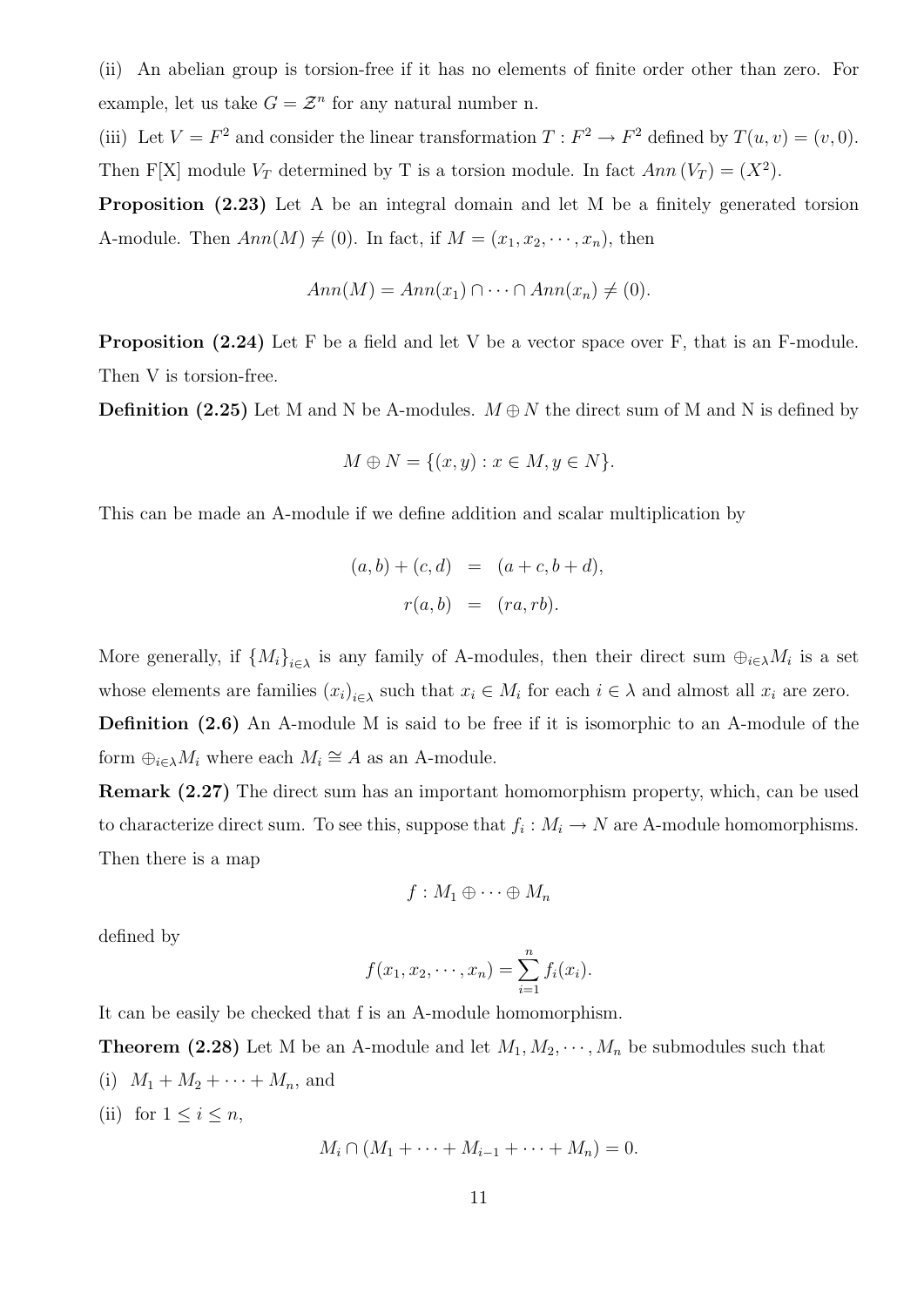(ii) An abelian group is torsion-free if it has no elements of finite order other than zero. For example, let us take $G = \mathcal{Z}^n$ for any natural number n.

(iii) Let $V = F^2$ and consider the linear transformation $T : F^2 \to F^2$ defined by $T(u, v) = (v, 0)$. Then F[X] module $V_T$ determined by T is a torsion module. In fact $Ann\,(V_T) = (X^2)$.

**Proposition (2.23)** Let A be an integral domain and let M be a finitely generated torsion A-module. Then $Ann(M) \neq (0)$. In fact, if $M = (x_1, x_2, \cdots, x_n)$, then

$$Ann(M) = Ann(x_1) \cap \cdots \cap Ann(x_n) \neq (0).$$

**Proposition (2.24)** Let F be a field and let V be a vector space over F, that is an F-module. Then V is torsion-free.

**Definition (2.25)** Let M and N be A-modules. $M \oplus N$ the direct sum of M and N is defined by

$$M \oplus N = \{(x, y) : x \in M, y \in N\}.$$

This can be made an A-module if we define addition and scalar multiplication by

$$\begin{aligned} (a, b) + (c, d) &= (a + c, b + d), \\ r(a, b) &= (ra, rb). \end{aligned}$$

More generally, if $\{M_i\}_{i \in \lambda}$ is any family of A-modules, then their direct sum $\oplus_{i \in \lambda} M_i$ is a set whose elements are families $(x_i)_{i \in \lambda}$ such that $x_i \in M_i$ for each $i \in \lambda$ and almost all $x_i$ are zero.

**Definition (2.6)** An A-module M is said to be free if it is isomorphic to an A-module of the form $\oplus_{i \in \lambda} M_i$ where each $M_i \cong A$ as an A-module.

**Remark (2.27)** The direct sum has an important homomorphism property, which, can be used to characterize direct sum. To see this, suppose that $f_i : M_i \to N$ are A-module homomorphisms. Then there is a map

$$f : M_1 \oplus \cdots \oplus M_n$$

defined by

$$f(x_1, x_2, \cdots, x_n) = \sum_{i=1}^{n} f_i(x_i).$$

It can be easily be checked that f is an A-module homomorphism.

**Theorem (2.28)** Let M be an A-module and let $M_1, M_2, \cdots, M_n$ be submodules such that

(i) $M_1 + M_2 + \cdots + M_n$, and

(ii) for $1 \leq i \leq n$,

$$M_i \cap (M_1 + \cdots + M_{i-1} + \cdots + M_n) = 0.$$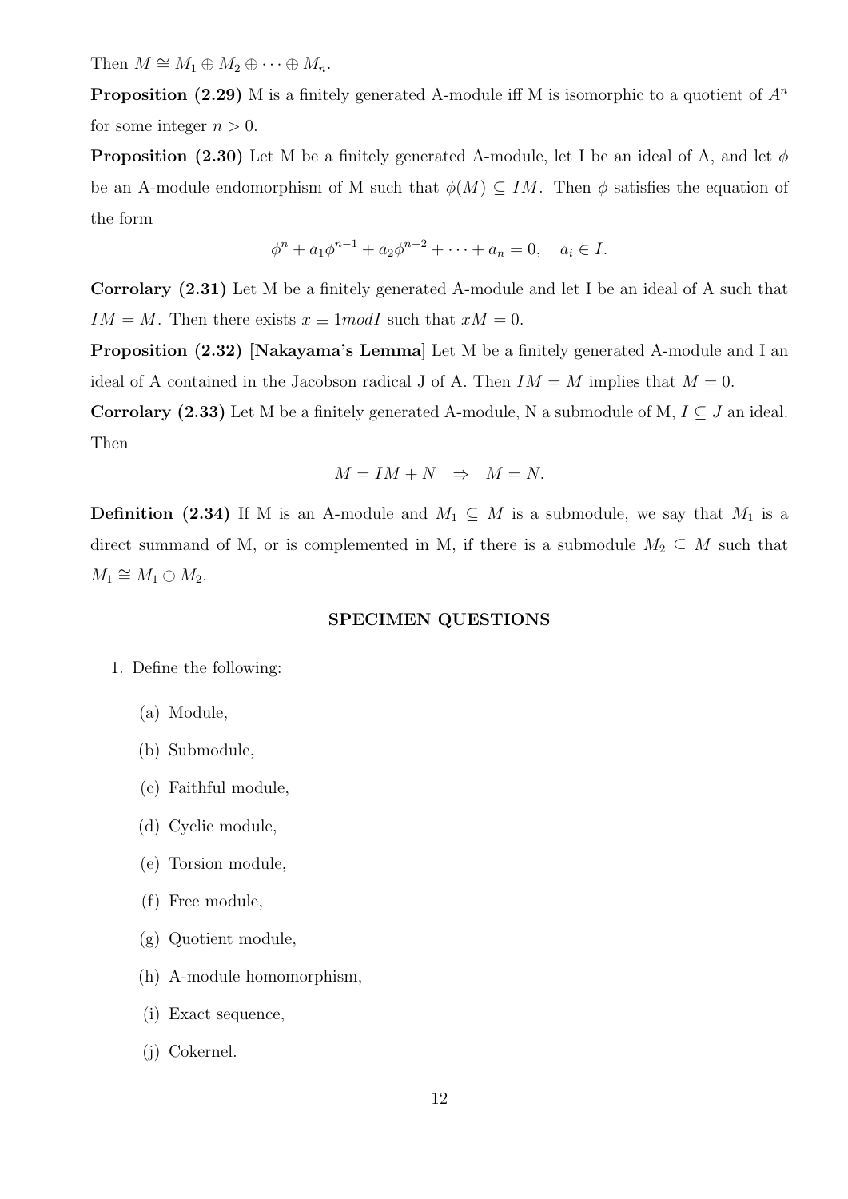Then $M \cong M_1 \oplus M_2 \oplus \cdots \oplus M_n$.

**Proposition (2.29)** M is a finitely generated A-module iff M is isomorphic to a quotient of $A^n$ for some integer $n > 0$.

**Proposition (2.30)** Let M be a finitely generated A-module, let I be an ideal of A, and let $\phi$ be an A-module endomorphism of M such that $\phi(M) \subseteq IM$. Then $\phi$ satisfies the equation of the form

$$\phi^n + a_1\phi^{n-1} + a_2\phi^{n-2} + \cdots + a_n = 0, \quad a_i \in I.$$

**Corrolary (2.31)** Let M be a finitely generated A-module and let I be an ideal of A such that $IM = M$. Then there exists $x \equiv 1 mod I$ such that $xM = 0$.

**Proposition (2.32) [Nakayama's Lemma]** Let M be a finitely generated A-module and I an ideal of A contained in the Jacobson radical J of A. Then $IM = M$ implies that $M = 0$.

**Corrolary (2.33)** Let M be a finitely generated A-module, N a submodule of M, $I \subseteq J$ an ideal. Then

$$M = IM + N \quad \Rightarrow \quad M = N.$$

**Definition (2.34)** If M is an A-module and $M_1 \subseteq M$ is a submodule, we say that $M_1$ is a direct summand of M, or is complemented in M, if there is a submodule $M_2 \subseteq M$ such that $M_1 \cong M_1 \oplus M_2$.

## SPECIMEN QUESTIONS

1. Define the following:
   (a) Module,
   (b) Submodule,
   (c) Faithful module,
   (d) Cyclic module,
   (e) Torsion module,
   (f) Free module,
   (g) Quotient module,
   (h) A-module homomorphism,
   (i) Exact sequence,
   (j) Cokernel.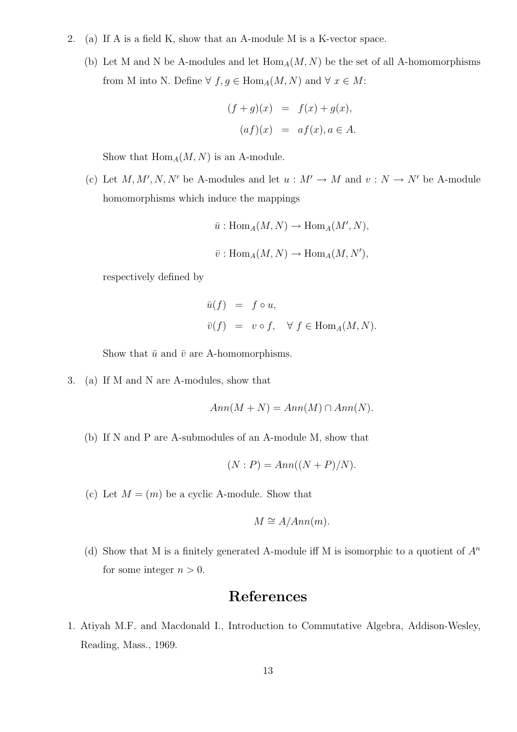2. (a) If A is a field K, show that an A-module M is a K-vector space.

   (b) Let M and N be A-modules and let $\text{Hom}_A(M, N)$ be the set of all A-homomorphisms from M into N. Define $\forall\ f, g \in \text{Hom}_A(M, N)$ and $\forall\ x \in M$:

$$
\begin{aligned}
(f+g)(x) &= f(x) + g(x), \\
(af)(x) &= af(x), a \in A.
\end{aligned}
$$

   Show that $\text{Hom}_A(M, N)$ is an A-module.

   (c) Let $M, M', N, N'$ be A-modules and let $u : M' \to M$ and $v : N \to N'$ be A-module homomorphisms which induce the mappings

$$
\bar{u} : \text{Hom}_A(M, N) \to \text{Hom}_A(M', N),
$$

$$
\bar{v} : \text{Hom}_A(M, N) \to \text{Hom}_A(M, N'),
$$

   respectively defined by

$$
\begin{aligned}
\bar{u}(f) &= f \circ u, \\
\bar{v}(f) &= v \circ f, \quad \forall\ f \in \text{Hom}_A(M, N).
\end{aligned}
$$

   Show that $\bar{u}$ and $\bar{v}$ are A-homomorphisms.

3. (a) If M and N are A-modules, show that

$$
Ann(M + N) = Ann(M) \cap Ann(N).
$$

   (b) If N and P are A-submodules of an A-module M, show that

$$
(N : P) = Ann((N + P)/N).
$$

   (c) Let $M = (m)$ be a cyclic A-module. Show that

$$
M \cong A/Ann(m).
$$

   (d) Show that M is a finitely generated A-module iff M is isomorphic to a quotient of $A^n$ for some integer $n > 0$.

# References

1. Atiyah M.F. and Macdonald I., Introduction to Commutative Algebra, Addison-Wesley, Reading, Mass., 1969.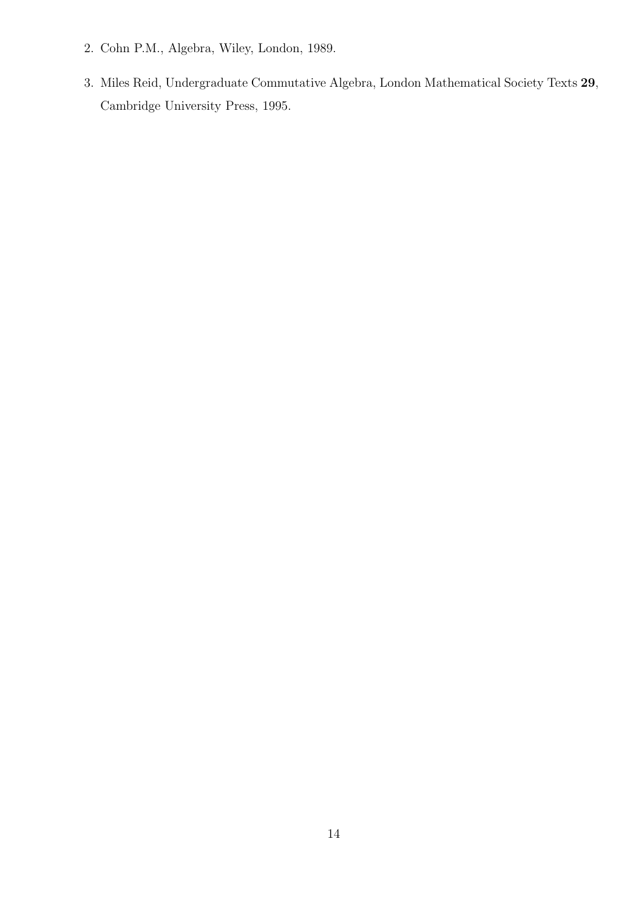2. Cohn P.M., Algebra, Wiley, London, 1989.
3. Miles Reid, Undergraduate Commutative Algebra, London Mathematical Society Texts **29**, Cambridge University Press, 1995.